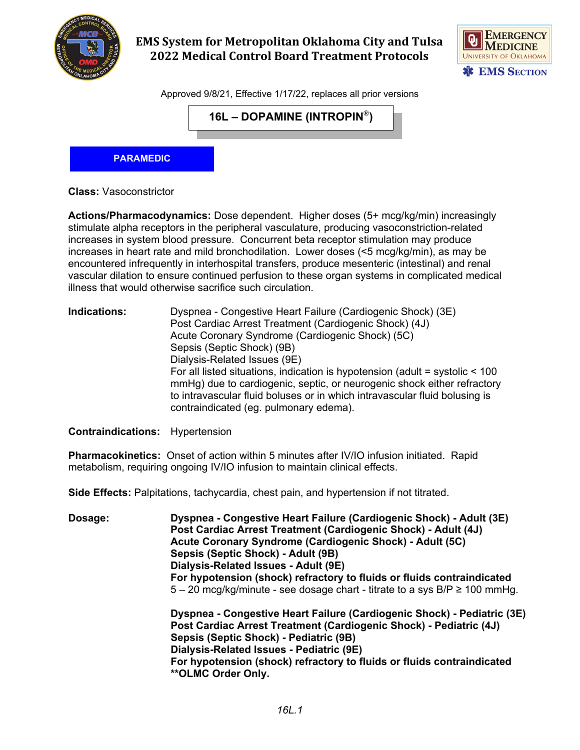# EMS System for Metropolitan Oklahoma City and Tulsa
## 2022 Medical Control Board Treatment Protocols

Approved 9/8/21, Effective 1/17/22, replaces all prior versions

## 16L – DOPAMINE (INTROPIN®)

**PARAMEDIC**

**Class:** Vasoconstrictor

**Actions/Pharmacodynamics:** Dose dependent. Higher doses (5+ mcg/kg/min) increasingly stimulate alpha receptors in the peripheral vasculature, producing vasoconstriction-related increases in system blood pressure. Concurrent beta receptor stimulation may produce increases in heart rate and mild bronchodilation. Lower doses (<5 mcg/kg/min), as may be encountered infrequently in interhospital transfers, produce mesenteric (intestinal) and renal vascular dilation to ensure continued perfusion to these organ systems in complicated medical illness that would otherwise sacrifice such circulation.

**Indications:**

Dyspnea - Congestive Heart Failure (Cardiogenic Shock) (3E)
Post Cardiac Arrest Treatment (Cardiogenic Shock) (4J)
Acute Coronary Syndrome (Cardiogenic Shock) (5C)
Sepsis (Septic Shock) (9B)
Dialysis-Related Issues (9E)
For all listed situations, indication is hypotension (adult = systolic < 100 mmHg) due to cardiogenic, septic, or neurogenic shock either refractory to intravascular fluid boluses or in which intravascular fluid bolusing is contraindicated (eg. pulmonary edema).

**Contraindications:** Hypertension

**Pharmacokinetics:** Onset of action within 5 minutes after IV/IO infusion initiated. Rapid metabolism, requiring ongoing IV/IO infusion to maintain clinical effects.

**Side Effects:** Palpitations, tachycardia, chest pain, and hypertension if not titrated.

**Dosage:**

**Dyspnea - Congestive Heart Failure (Cardiogenic Shock) - Adult (3E)**
**Post Cardiac Arrest Treatment (Cardiogenic Shock) - Adult (4J)**
**Acute Coronary Syndrome (Cardiogenic Shock) - Adult (5C)**
**Sepsis (Septic Shock) - Adult (9B)**
**Dialysis-Related Issues - Adult (9E)**
**For hypotension (shock) refractory to fluids or fluids contraindicated**
5 – 20 mcg/kg/minute - see dosage chart - titrate to a sys B/P ≥ 100 mmHg.

**Dyspnea - Congestive Heart Failure (Cardiogenic Shock) - Pediatric (3E)**
**Post Cardiac Arrest Treatment (Cardiogenic Shock) - Pediatric (4J)**
**Sepsis (Septic Shock) - Pediatric (9B)**
**Dialysis-Related Issues - Pediatric (9E)**
**For hypotension (shock) refractory to fluids or fluids contraindicated**
****OLMC Order Only.**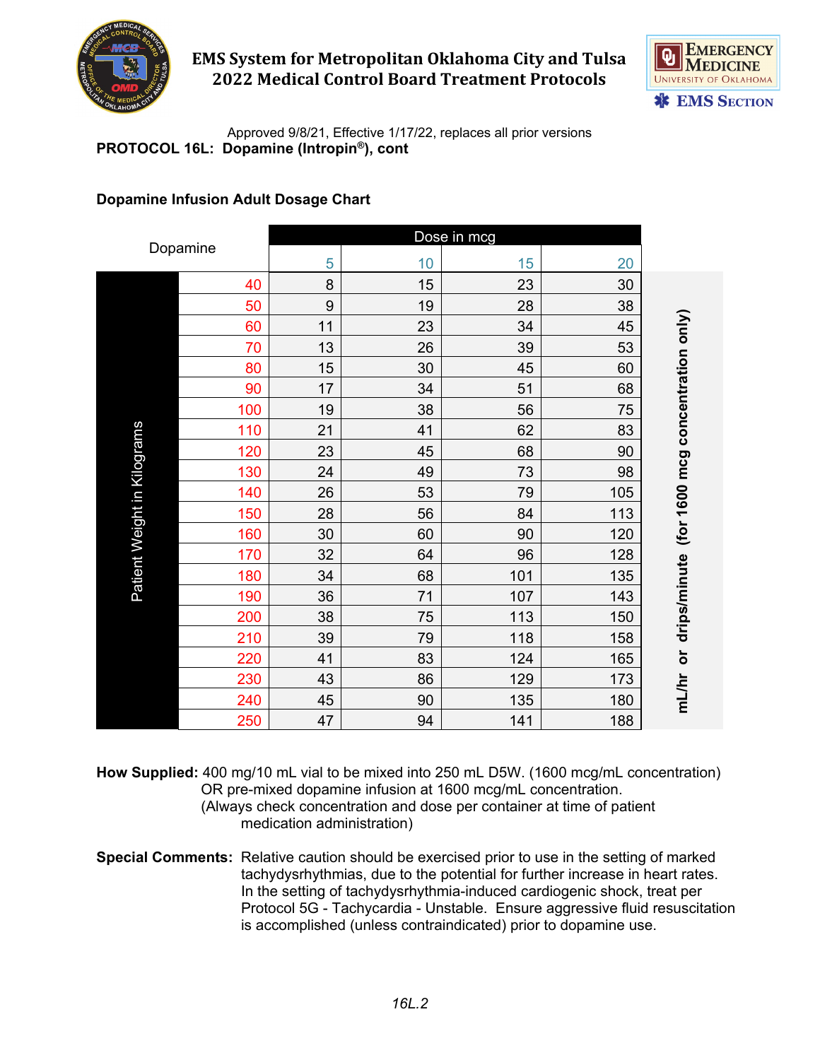PROTOCOL 16L: Dopamine (Intropin®), cont

Approved 9/8/21, Effective 1/17/22, replaces all prior versions

**Dopamine Infusion Adult Dosage Chart**

| Dopamine | Dose in mcg 5 | 10 | 15 | 20 |
|---|---|---|---|---|
| **Patient Weight in Kilograms** | | | | |
| 40 | 8 | 15 | 23 | 30 |
| 50 | 9 | 19 | 28 | 38 |
| 60 | 11 | 23 | 34 | 45 |
| 70 | 13 | 26 | 39 | 53 |
| 80 | 15 | 30 | 45 | 60 |
| 90 | 17 | 34 | 51 | 68 |
| 100 | 19 | 38 | 56 | 75 |
| 110 | 21 | 41 | 62 | 83 |
| 120 | 23 | 45 | 68 | 90 |
| 130 | 24 | 49 | 73 | 98 |
| 140 | 26 | 53 | 79 | 105 |
| 150 | 28 | 56 | 84 | 113 |
| 160 | 30 | 60 | 90 | 120 |
| 170 | 32 | 64 | 96 | 128 |
| 180 | 34 | 68 | 101 | 135 |
| 190 | 36 | 71 | 107 | 143 |
| 200 | 38 | 75 | 113 | 150 |
| 210 | 39 | 79 | 118 | 158 |
| 220 | 41 | 83 | 124 | 165 |
| 230 | 43 | 86 | 129 | 173 |
| 240 | 45 | 90 | 135 | 180 |
| 250 | 47 | 94 | 141 | 188 |

mL/hr or drips/minute (for 1600 mcg concentration only)

**How Supplied:** 400 mg/10 mL vial to be mixed into 250 mL D5W. (1600 mcg/mL concentration) OR pre-mixed dopamine infusion at 1600 mcg/mL concentration. (Always check concentration and dose per container at time of patient medication administration)

**Special Comments:** Relative caution should be exercised prior to use in the setting of marked tachydysrhythmias, due to the potential for further increase in heart rates. In the setting of tachydysrhythmia-induced cardiogenic shock, treat per Protocol 5G - Tachycardia - Unstable. Ensure aggressive fluid resuscitation is accomplished (unless contraindicated) prior to dopamine use.